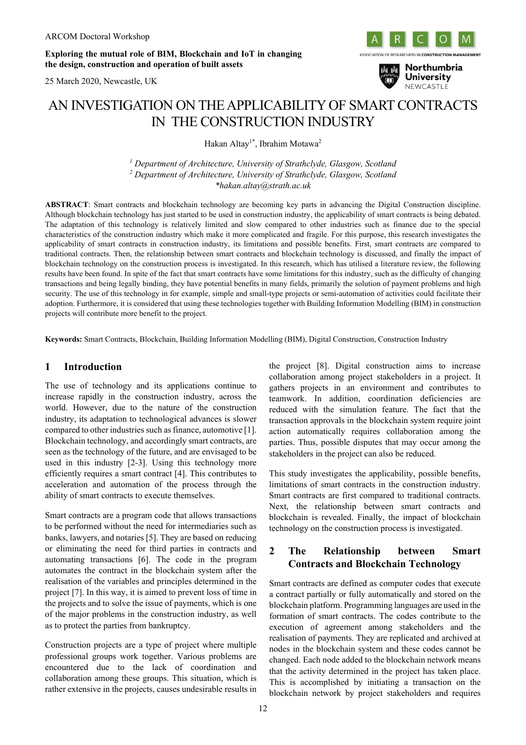ARCOM Doctoral Workshop

**Exploring the mutual role of BIM, Blockchain and IoT in changing the design, construction and operation of built assets**

25 March 2020, Newcastle, UK

# AN INVESTIGATION ON THE APPLICABILITY OF SMART CONTRACTS IN THE CONSTRUCTION INDUSTRY

Hakan Altay[1*], Ibrahim Motawa[2]

[1] *Department of Architecture, University of Strathclyde, Glasgow, Scotland*
[2] *Department of Architecture, University of Strathclyde, Glasgow, Scotland*
*\*hakan.altay@strath.ac.uk*

**ABSTRACT**: Smart contracts and blockchain technology are becoming key parts in advancing the Digital Construction discipline. Although blockchain technology has just started to be used in construction industry, the applicability of smart contracts is being debated. The adaptation of this technology is relatively limited and slow compared to other industries such as finance due to the special characteristics of the construction industry which make it more complicated and fragile. For this purpose, this research investigates the applicability of smart contracts in construction industry, its limitations and possible benefits. First, smart contracts are compared to traditional contracts. Then, the relationship between smart contracts and blockchain technology is discussed, and finally the impact of blockchain technology on the construction process is investigated. In this research, which has utilised a literature review, the following results have been found. In spite of the fact that smart contracts have some limitations for this industry, such as the difficulty of changing transactions and being legally binding, they have potential benefits in many fields, primarily the solution of payment problems and high security. The use of this technology in for example, simple and small-type projects or semi-automation of activities could facilitate their adoption. Furthermore, it is considered that using these technologies together with Building Information Modelling (BIM) in construction projects will contribute more benefit to the project.

**Keywords:** Smart Contracts, Blockchain, Building Information Modelling (BIM), Digital Construction, Construction Industry

## 1 Introduction

The use of technology and its applications continue to increase rapidly in the construction industry, across the world. However, due to the nature of the construction industry, its adaptation to technological advances is slower compared to other industries such as finance, automotive [1]. Blockchain technology, and accordingly smart contracts, are seen as the technology of the future, and are envisaged to be used in this industry [2-3]. Using this technology more efficiently requires a smart contract [4]. This contributes to acceleration and automation of the process through the ability of smart contracts to execute themselves.

Smart contracts are a program code that allows transactions to be performed without the need for intermediaries such as banks, lawyers, and notaries [5]. They are based on reducing or eliminating the need for third parties in contracts and automating transactions [6]. The code in the program automates the contract in the blockchain system after the realisation of the variables and principles determined in the project [7]. In this way, it is aimed to prevent loss of time in the projects and to solve the issue of payments, which is one of the major problems in the construction industry, as well as to protect the parties from bankruptcy.

Construction projects are a type of project where multiple professional groups work together. Various problems are encountered due to the lack of coordination and collaboration among these groups. This situation, which is rather extensive in the projects, causes undesirable results in the project [8]. Digital construction aims to increase collaboration among project stakeholders in a project. It gathers projects in an environment and contributes to teamwork. In addition, coordination deficiencies are reduced with the simulation feature. The fact that the transaction approvals in the blockchain system require joint action automatically requires collaboration among the parties. Thus, possible disputes that may occur among the stakeholders in the project can also be reduced.

This study investigates the applicability, possible benefits, limitations of smart contracts in the construction industry. Smart contracts are first compared to traditional contracts. Next, the relationship between smart contracts and blockchain is revealed. Finally, the impact of blockchain technology on the construction process is investigated.

## 2 The Relationship between Smart Contracts and Blockchain Technology

Smart contracts are defined as computer codes that execute a contract partially or fully automatically and stored on the blockchain platform. Programming languages are used in the formation of smart contracts. The codes contribute to the execution of agreement among stakeholders and the realisation of payments. They are replicated and archived at nodes in the blockchain system and these codes cannot be changed. Each node added to the blockchain network means that the activity determined in the project has taken place. This is accomplished by initiating a transaction on the blockchain network by project stakeholders and requires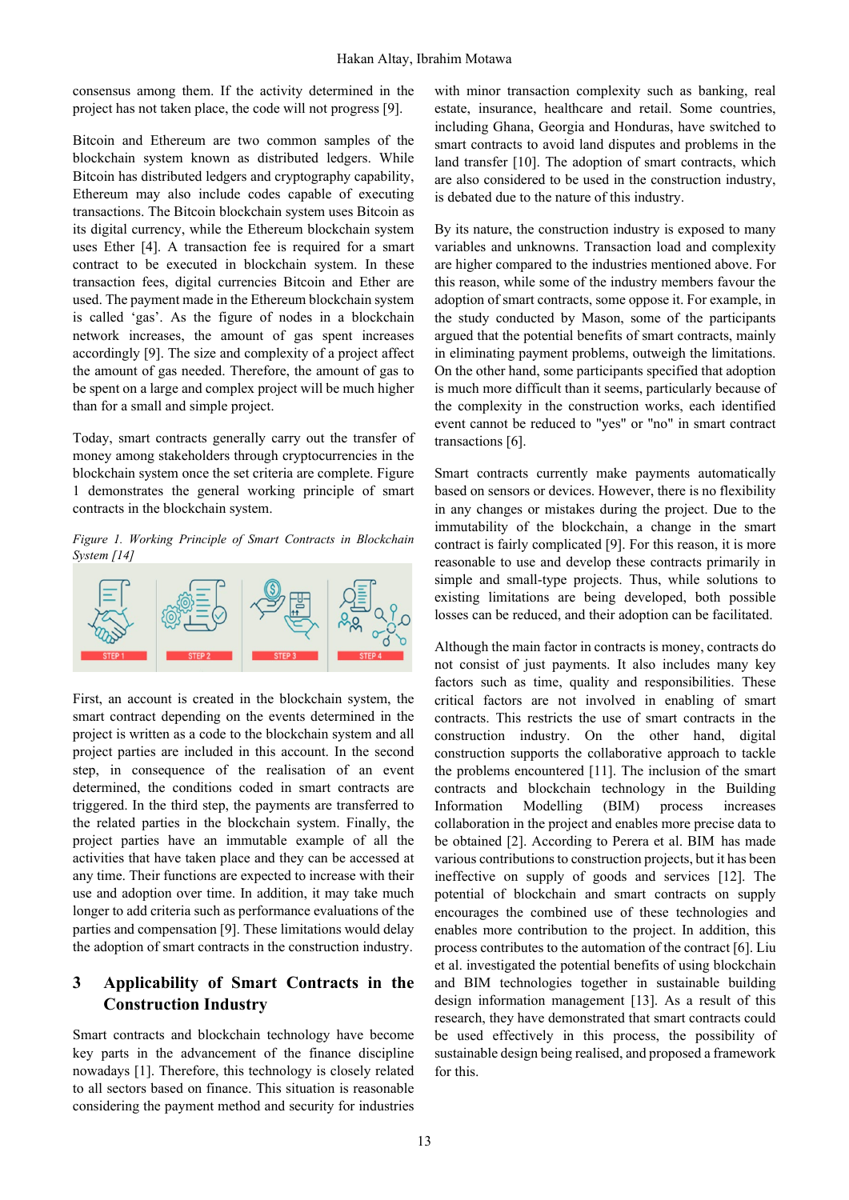consensus among them. If the activity determined in the project has not taken place, the code will not progress [9].

Bitcoin and Ethereum are two common samples of the blockchain system known as distributed ledgers. While Bitcoin has distributed ledgers and cryptography capability, Ethereum may also include codes capable of executing transactions. The Bitcoin blockchain system uses Bitcoin as its digital currency, while the Ethereum blockchain system uses Ether [4]. A transaction fee is required for a smart contract to be executed in blockchain system. In these transaction fees, digital currencies Bitcoin and Ether are used. The payment made in the Ethereum blockchain system is called 'gas'. As the figure of nodes in a blockchain network increases, the amount of gas spent increases accordingly [9]. The size and complexity of a project affect the amount of gas needed. Therefore, the amount of gas to be spent on a large and complex project will be much higher than for a small and simple project.

Today, smart contracts generally carry out the transfer of money among stakeholders through cryptocurrencies in the blockchain system once the set criteria are complete. Figure 1 demonstrates the general working principle of smart contracts in the blockchain system.

*Figure 1. Working Principle of Smart Contracts in Blockchain System [14]*

STEP 1 STEP 2 STEP 3 STEP 4

First, an account is created in the blockchain system, the smart contract depending on the events determined in the project is written as a code to the blockchain system and all project parties are included in this account. In the second step, in consequence of the realisation of an event determined, the conditions coded in smart contracts are triggered. In the third step, the payments are transferred to the related parties in the blockchain system. Finally, the project parties have an immutable example of all the activities that have taken place and they can be accessed at any time. Their functions are expected to increase with their use and adoption over time. In addition, it may take much longer to add criteria such as performance evaluations of the parties and compensation [9]. These limitations would delay the adoption of smart contracts in the construction industry.

## 3 Applicability of Smart Contracts in the Construction Industry

Smart contracts and blockchain technology have become key parts in the advancement of the finance discipline nowadays [1]. Therefore, this technology is closely related to all sectors based on finance. This situation is reasonable considering the payment method and security for industries with minor transaction complexity such as banking, real estate, insurance, healthcare and retail. Some countries, including Ghana, Georgia and Honduras, have switched to smart contracts to avoid land disputes and problems in the land transfer [10]. The adoption of smart contracts, which are also considered to be used in the construction industry, is debated due to the nature of this industry.

By its nature, the construction industry is exposed to many variables and unknowns. Transaction load and complexity are higher compared to the industries mentioned above. For this reason, while some of the industry members favour the adoption of smart contracts, some oppose it. For example, in the study conducted by Mason, some of the participants argued that the potential benefits of smart contracts, mainly in eliminating payment problems, outweigh the limitations. On the other hand, some participants specified that adoption is much more difficult than it seems, particularly because of the complexity in the construction works, each identified event cannot be reduced to "yes" or "no" in smart contract transactions [6].

Smart contracts currently make payments automatically based on sensors or devices. However, there is no flexibility in any changes or mistakes during the project. Due to the immutability of the blockchain, a change in the smart contract is fairly complicated [9]. For this reason, it is more reasonable to use and develop these contracts primarily in simple and small-type projects. Thus, while solutions to existing limitations are being developed, both possible losses can be reduced, and their adoption can be facilitated.

Although the main factor in contracts is money, contracts do not consist of just payments. It also includes many key factors such as time, quality and responsibilities. These critical factors are not involved in enabling of smart contracts. This restricts the use of smart contracts in the construction industry. On the other hand, digital construction supports the collaborative approach to tackle the problems encountered [11]. The inclusion of the smart contracts and blockchain technology in the Building Information Modelling (BIM) process increases collaboration in the project and enables more precise data to be obtained [2]. According to Perera et al. BIM has made various contributions to construction projects, but it has been ineffective on supply of goods and services [12]. The potential of blockchain and smart contracts on supply encourages the combined use of these technologies and enables more contribution to the project. In addition, this process contributes to the automation of the contract [6]. Liu et al. investigated the potential benefits of using blockchain and BIM technologies together in sustainable building design information management [13]. As a result of this research, they have demonstrated that smart contracts could be used effectively in this process, the possibility of sustainable design being realised, and proposed a framework for this.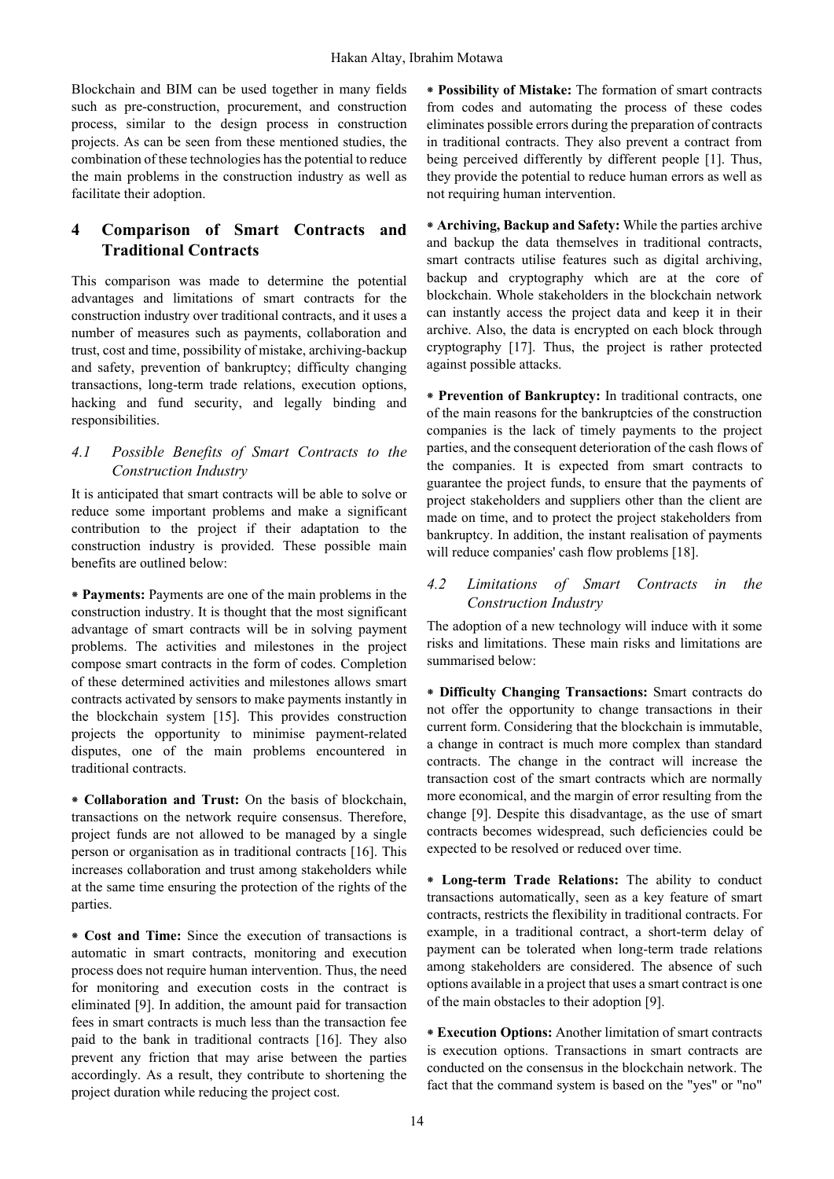Blockchain and BIM can be used together in many fields such as pre-construction, procurement, and construction process, similar to the design process in construction projects. As can be seen from these mentioned studies, the combination of these technologies has the potential to reduce the main problems in the construction industry as well as facilitate their adoption.

## 4 Comparison of Smart Contracts and Traditional Contracts

This comparison was made to determine the potential advantages and limitations of smart contracts for the construction industry over traditional contracts, and it uses a number of measures such as payments, collaboration and trust, cost and time, possibility of mistake, archiving-backup and safety, prevention of bankruptcy; difficulty changing transactions, long-term trade relations, execution options, hacking and fund security, and legally binding and responsibilities.

### *4.1 Possible Benefits of Smart Contracts to the Construction Industry*

It is anticipated that smart contracts will be able to solve or reduce some important problems and make a significant contribution to the project if their adaptation to the construction industry is provided. These possible main benefits are outlined below:

* **Payments:** Payments are one of the main problems in the construction industry. It is thought that the most significant advantage of smart contracts will be in solving payment problems. The activities and milestones in the project compose smart contracts in the form of codes. Completion of these determined activities and milestones allows smart contracts activated by sensors to make payments instantly in the blockchain system [15]. This provides construction projects the opportunity to minimise payment-related disputes, one of the main problems encountered in traditional contracts.

* **Collaboration and Trust:** On the basis of blockchain, transactions on the network require consensus. Therefore, project funds are not allowed to be managed by a single person or organisation as in traditional contracts [16]. This increases collaboration and trust among stakeholders while at the same time ensuring the protection of the rights of the parties.

* **Cost and Time:** Since the execution of transactions is automatic in smart contracts, monitoring and execution process does not require human intervention. Thus, the need for monitoring and execution costs in the contract is eliminated [9]. In addition, the amount paid for transaction fees in smart contracts is much less than the transaction fee paid to the bank in traditional contracts [16]. They also prevent any friction that may arise between the parties accordingly. As a result, they contribute to shortening the project duration while reducing the project cost.

* **Possibility of Mistake:** The formation of smart contracts from codes and automating the process of these codes eliminates possible errors during the preparation of contracts in traditional contracts. They also prevent a contract from being perceived differently by different people [1]. Thus, they provide the potential to reduce human errors as well as not requiring human intervention.

* **Archiving, Backup and Safety:** While the parties archive and backup the data themselves in traditional contracts, smart contracts utilise features such as digital archiving, backup and cryptography which are at the core of blockchain. Whole stakeholders in the blockchain network can instantly access the project data and keep it in their archive. Also, the data is encrypted on each block through cryptography [17]. Thus, the project is rather protected against possible attacks.

* **Prevention of Bankruptcy:** In traditional contracts, one of the main reasons for the bankruptcies of the construction companies is the lack of timely payments to the project parties, and the consequent deterioration of the cash flows of the companies. It is expected from smart contracts to guarantee the project funds, to ensure that the payments of project stakeholders and suppliers other than the client are made on time, and to protect the project stakeholders from bankruptcy. In addition, the instant realisation of payments will reduce companies' cash flow problems [18].

### *4.2 Limitations of Smart Contracts in the Construction Industry*

The adoption of a new technology will induce with it some risks and limitations. These main risks and limitations are summarised below:

* **Difficulty Changing Transactions:** Smart contracts do not offer the opportunity to change transactions in their current form. Considering that the blockchain is immutable, a change in contract is much more complex than standard contracts. The change in the contract will increase the transaction cost of the smart contracts which are normally more economical, and the margin of error resulting from the change [9]. Despite this disadvantage, as the use of smart contracts becomes widespread, such deficiencies could be expected to be resolved or reduced over time.

* **Long-term Trade Relations:** The ability to conduct transactions automatically, seen as a key feature of smart contracts, restricts the flexibility in traditional contracts. For example, in a traditional contract, a short-term delay of payment can be tolerated when long-term trade relations among stakeholders are considered. The absence of such options available in a project that uses a smart contract is one of the main obstacles to their adoption [9].

* **Execution Options:** Another limitation of smart contracts is execution options. Transactions in smart contracts are conducted on the consensus in the blockchain network. The fact that the command system is based on the "yes" or "no"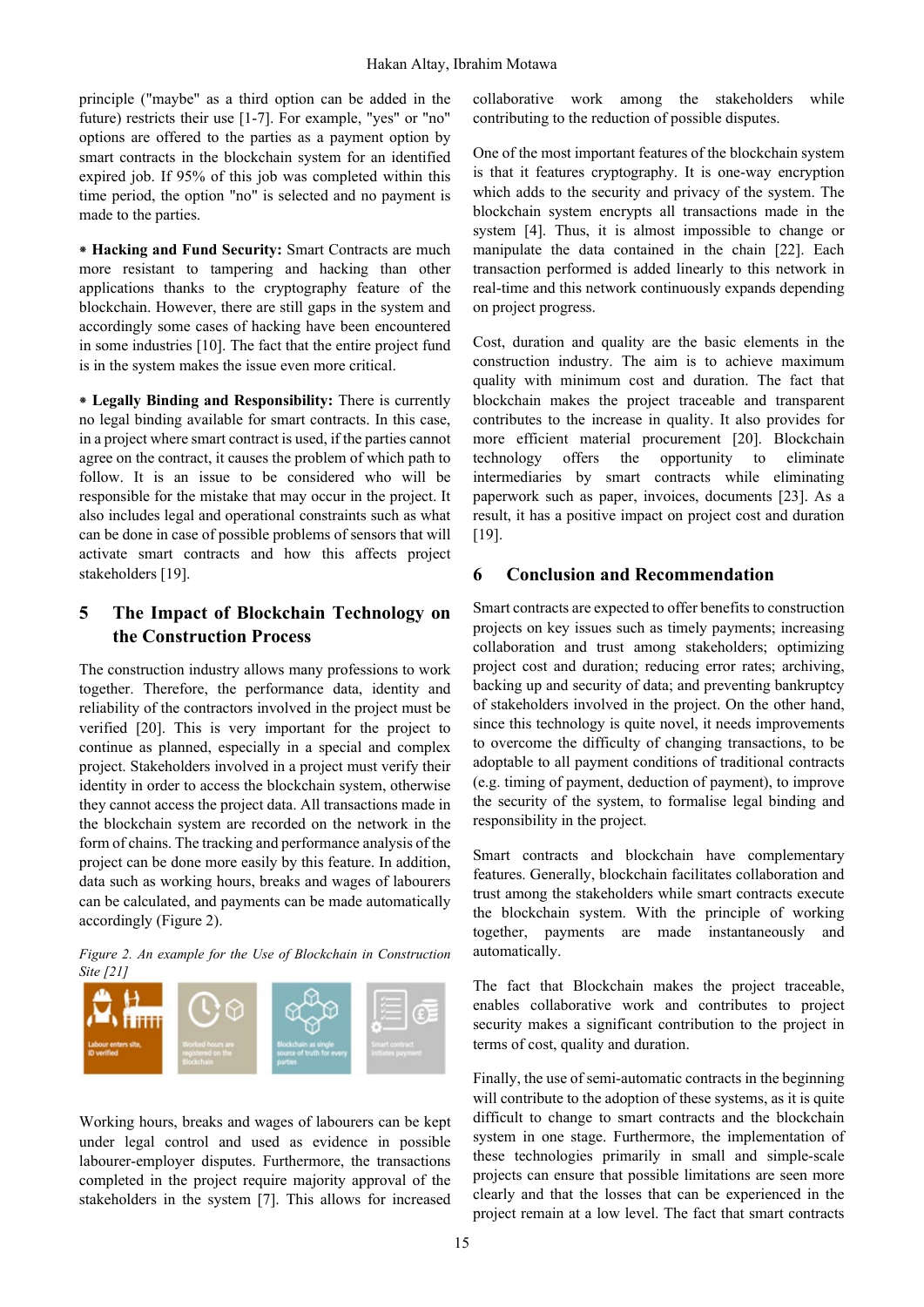principle ("maybe" as a third option can be added in the future) restricts their use [1-7]. For example, "yes" or "no" options are offered to the parties as a payment option by smart contracts in the blockchain system for an identified expired job. If 95% of this job was completed within this time period, the option "no" is selected and no payment is made to the parties.

- **Hacking and Fund Security:** Smart Contracts are much more resistant to tampering and hacking than other applications thanks to the cryptography feature of the blockchain. However, there are still gaps in the system and accordingly some cases of hacking have been encountered in some industries [10]. The fact that the entire project fund is in the system makes the issue even more critical.

- **Legally Binding and Responsibility:** There is currently no legal binding available for smart contracts. In this case, in a project where smart contract is used, if the parties cannot agree on the contract, it causes the problem of which path to follow. It is an issue to be considered who will be responsible for the mistake that may occur in the project. It also includes legal and operational constraints such as what can be done in case of possible problems of sensors that will activate smart contracts and how this affects project stakeholders [19].

## 5 The Impact of Blockchain Technology on the Construction Process

The construction industry allows many professions to work together. Therefore, the performance data, identity and reliability of the contractors involved in the project must be verified [20]. This is very important for the project to continue as planned, especially in a special and complex project. Stakeholders involved in a project must verify their identity in order to access the blockchain system, otherwise they cannot access the project data. All transactions made in the blockchain system are recorded on the network in the form of chains. The tracking and performance analysis of the project can be done more easily by this feature. In addition, data such as working hours, breaks and wages of labourers can be calculated, and payments can be made automatically accordingly (Figure 2).

*Figure 2. An example for the Use of Blockchain in Construction Site [21]*

Working hours, breaks and wages of labourers can be kept under legal control and used as evidence in possible labourer-employer disputes. Furthermore, the transactions completed in the project require majority approval of the stakeholders in the system [7]. This allows for increased collaborative work among the stakeholders while contributing to the reduction of possible disputes.

One of the most important features of the blockchain system is that it features cryptography. It is one-way encryption which adds to the security and privacy of the system. The blockchain system encrypts all transactions made in the system [4]. Thus, it is almost impossible to change or manipulate the data contained in the chain [22]. Each transaction performed is added linearly to this network in real-time and this network continuously expands depending on project progress.

Cost, duration and quality are the basic elements in the construction industry. The aim is to achieve maximum quality with minimum cost and duration. The fact that blockchain makes the project traceable and transparent contributes to the increase in quality. It also provides for more efficient material procurement [20]. Blockchain technology offers the opportunity to eliminate intermediaries by smart contracts while eliminating paperwork such as paper, invoices, documents [23]. As a result, it has a positive impact on project cost and duration [19].

## 6 Conclusion and Recommendation

Smart contracts are expected to offer benefits to construction projects on key issues such as timely payments; increasing collaboration and trust among stakeholders; optimizing project cost and duration; reducing error rates; archiving, backing up and security of data; and preventing bankruptcy of stakeholders involved in the project. On the other hand, since this technology is quite novel, it needs improvements to overcome the difficulty of changing transactions, to be adoptable to all payment conditions of traditional contracts (e.g. timing of payment, deduction of payment), to improve the security of the system, to formalise legal binding and responsibility in the project.

Smart contracts and blockchain have complementary features. Generally, blockchain facilitates collaboration and trust among the stakeholders while smart contracts execute the blockchain system. With the principle of working together, payments are made instantaneously and automatically.

The fact that Blockchain makes the project traceable, enables collaborative work and contributes to project security makes a significant contribution to the project in terms of cost, quality and duration.

Finally, the use of semi-automatic contracts in the beginning will contribute to the adoption of these systems, as it is quite difficult to change to smart contracts and the blockchain system in one stage. Furthermore, the implementation of these technologies primarily in small and simple-scale projects can ensure that possible limitations are seen more clearly and that the losses that can be experienced in the project remain at a low level. The fact that smart contracts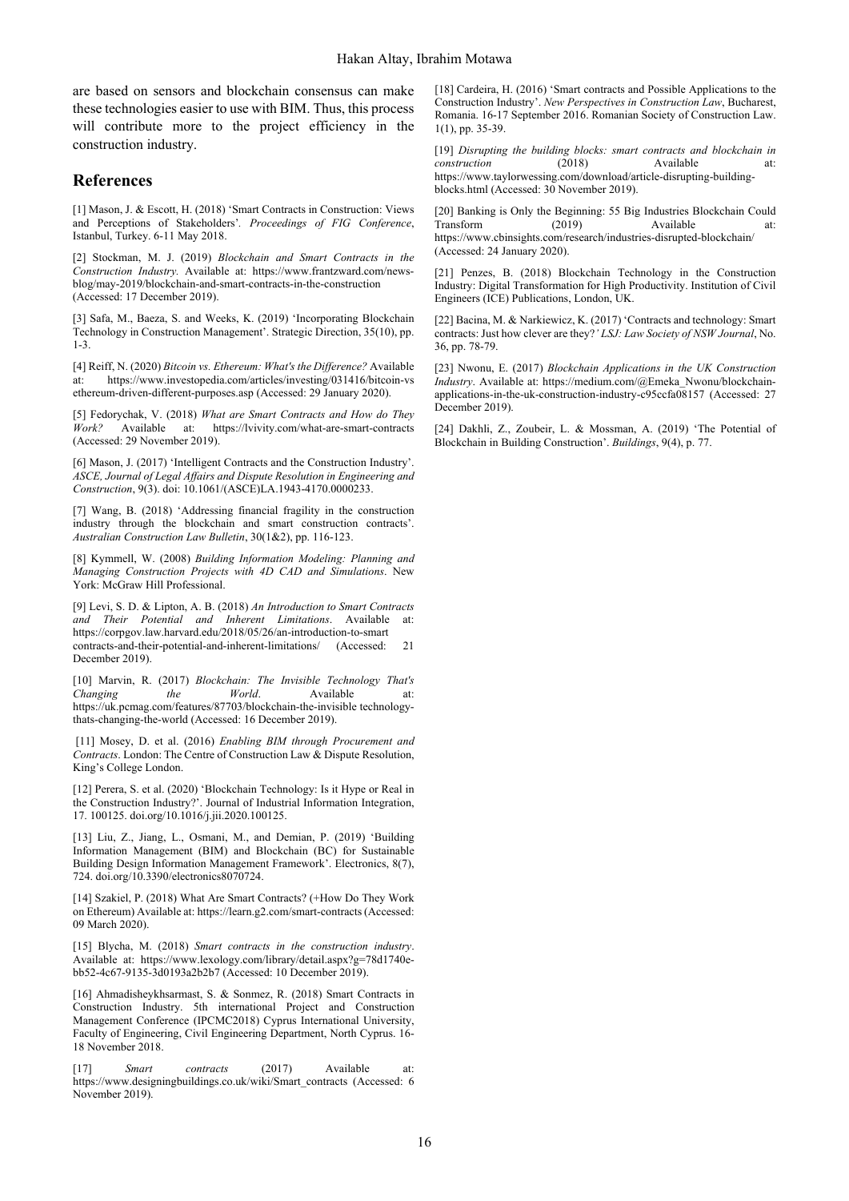are based on sensors and blockchain consensus can make these technologies easier to use with BIM. Thus, this process will contribute more to the project efficiency in the construction industry.

## References

[1] Mason, J. & Escott, H. (2018) 'Smart Contracts in Construction: Views and Perceptions of Stakeholders'. *Proceedings of FIG Conference*, Istanbul, Turkey. 6-11 May 2018.

[2] Stockman, M. J. (2019) *Blockchain and Smart Contracts in the Construction Industry.* Available at: https://www.frantzward.com/news-blog/may-2019/blockchain-and-smart-contracts-in-the-construction (Accessed: 17 December 2019).

[3] Safa, M., Baeza, S. and Weeks, K. (2019) 'Incorporating Blockchain Technology in Construction Management'. Strategic Direction, 35(10), pp. 1-3.

[4] Reiff, N. (2020) *Bitcoin vs. Ethereum: What's the Difference?* Available at: https://www.investopedia.com/articles/investing/031416/bitcoin-vs ethereum-driven-different-purposes.asp (Accessed: 29 January 2020).

[5] Fedorychak, V. (2018) *What are Smart Contracts and How do They Work?* Available at: https://lvivity.com/what-are-smart-contracts (Accessed: 29 November 2019).

[6] Mason, J. (2017) 'Intelligent Contracts and the Construction Industry'. *ASCE, Journal of Legal Affairs and Dispute Resolution in Engineering and Construction*, 9(3). doi: 10.1061/(ASCE)LA.1943-4170.0000233.

[7] Wang, B. (2018) 'Addressing financial fragility in the construction industry through the blockchain and smart construction contracts'. *Australian Construction Law Bulletin*, 30(1&2), pp. 116-123.

[8] Kymmell, W. (2008) *Building Information Modeling: Planning and Managing Construction Projects with 4D CAD and Simulations*. New York: McGraw Hill Professional.

[9] Levi, S. D. & Lipton, A. B. (2018) *An Introduction to Smart Contracts and Their Potential and Inherent Limitations*. Available at: https://corpgov.law.harvard.edu/2018/05/26/an-introduction-to-smart contracts-and-their-potential-and-inherent-limitations/ (Accessed: 21 December 2019).

[10] Marvin, R. (2017) *Blockchain: The Invisible Technology That's Changing the World*. Available at: https://uk.pcmag.com/features/87703/blockchain-the-invisible technology-thats-changing-the-world (Accessed: 16 December 2019).

[11] Mosey, D. et al. (2016) *Enabling BIM through Procurement and Contracts*. London: The Centre of Construction Law & Dispute Resolution, King's College London.

[12] Perera, S. et al. (2020) 'Blockchain Technology: Is it Hype or Real in the Construction Industry?'. Journal of Industrial Information Integration, 17. 100125. doi.org/10.1016/j.jii.2020.100125.

[13] Liu, Z., Jiang, L., Osmani, M., and Demian, P. (2019) 'Building Information Management (BIM) and Blockchain (BC) for Sustainable Building Design Information Management Framework'. Electronics, 8(7), 724. doi.org/10.3390/electronics8070724.

[14] Szakiel, P. (2018) What Are Smart Contracts? (+How Do They Work on Ethereum) Available at: https://learn.g2.com/smart-contracts (Accessed: 09 March 2020).

[15] Blycha, M. (2018) *Smart contracts in the construction industry*. Available at: https://www.lexology.com/library/detail.aspx?g=78d1740e-bb52-4c67-9135-3d0193a2b2b7 (Accessed: 10 December 2019).

[16] Ahmadisheykhsarmast, S. & Sonmez, R. (2018) Smart Contracts in Construction Industry. 5th international Project and Construction Management Conference (IPCMC2018) Cyprus International University, Faculty of Engineering, Civil Engineering Department, North Cyprus. 16-18 November 2018.

[17] *Smart contracts* (2017) Available at: https://www.designingbuildings.co.uk/wiki/Smart_contracts (Accessed: 6 November 2019).

[18] Cardeira, H. (2016) 'Smart contracts and Possible Applications to the Construction Industry'. *New Perspectives in Construction Law*, Bucharest, Romania. 16-17 September 2016. Romanian Society of Construction Law. 1(1), pp. 35-39.

[19] *Disrupting the building blocks: smart contracts and blockchain in construction* (2018) Available at: https://www.taylorwessing.com/download/article-disrupting-building-blocks.html (Accessed: 30 November 2019).

[20] Banking is Only the Beginning: 55 Big Industries Blockchain Could Transform (2019) Available at: https://www.cbinsights.com/research/industries-disrupted-blockchain/ (Accessed: 24 January 2020).

[21] Penzes, B. (2018) Blockchain Technology in the Construction Industry: Digital Transformation for High Productivity. Institution of Civil Engineers (ICE) Publications, London, UK.

[22] Bacina, M. & Narkiewicz, K. (2017) 'Contracts and technology: Smart contracts: Just how clever are they?' *LSJ: Law Society of NSW Journal*, No. 36, pp. 78-79.

[23] Nwonu, E. (2017) *Blockchain Applications in the UK Construction Industry*. Available at: https://medium.com/@Emeka_Nwonu/blockchain-applications-in-the-uk-construction-industry-c95ccfa08157 (Accessed: 27 December 2019).

[24] Dakhli, Z., Zoubeir, L. & Mossman, A. (2019) 'The Potential of Blockchain in Building Construction'. *Buildings*, 9(4), p. 77.